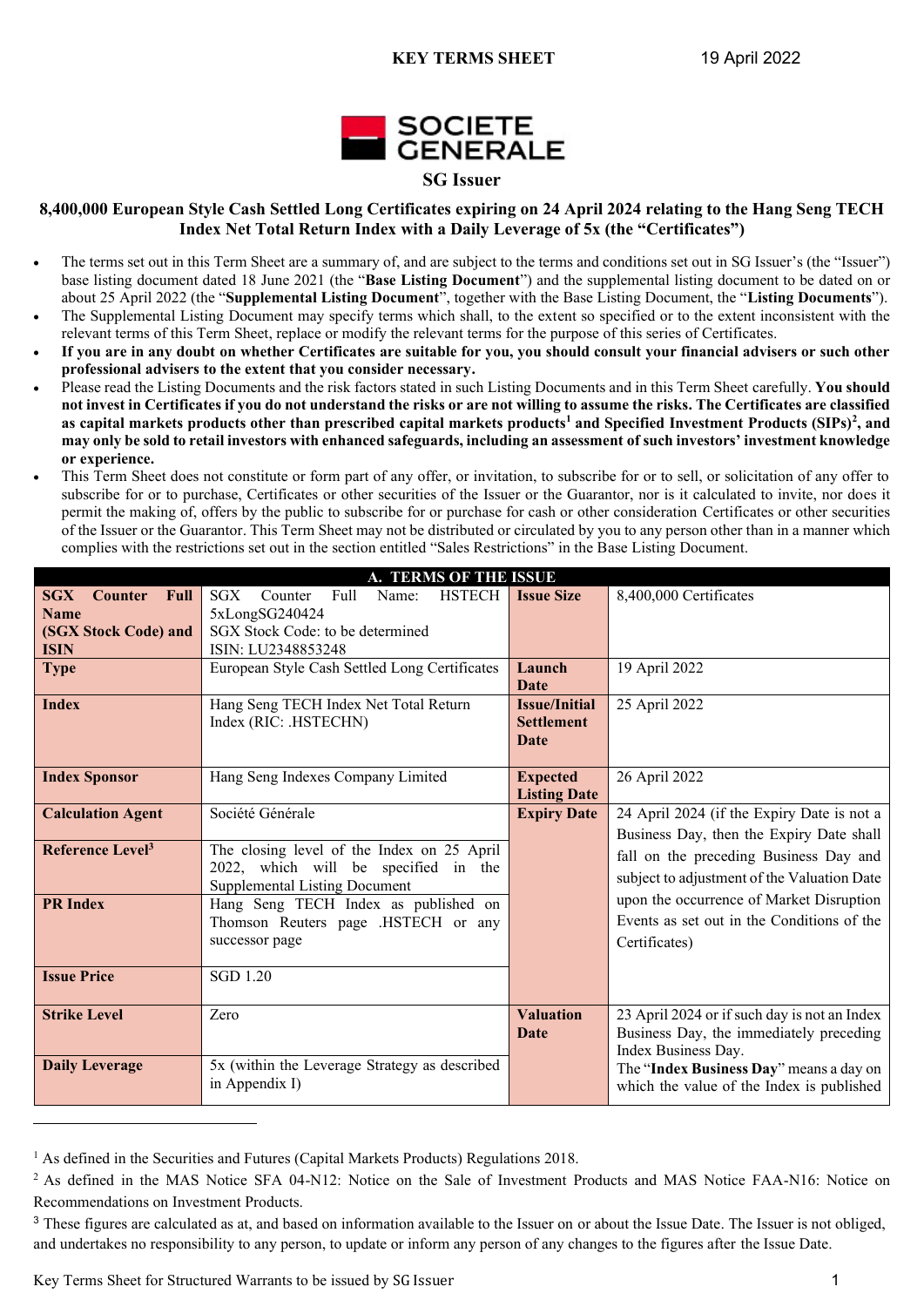**KEY TERMS SHEET** 19 April 2022

SOCIETE GENERALE

**SG Issuer**

**8,400,000 European Style Cash Settled Long Certificates expiring on 24 April 2024 relating to the Hang Seng TECH Index Net Total Return Index with a Daily Leverage of 5x (the "Certificates")**

- The terms set out in this Term Sheet are a summary of, and are subject to the terms and conditions set out in SG Issuer's (the "Issuer") base listing document dated 18 June 2021 (the "**Base Listing Document**") and the supplemental listing document to be dated on or about 25 April 2022 (the "**Supplemental Listing Document**", together with the Base Listing Document, the "**Listing Documents**").
- The Supplemental Listing Document may specify terms which shall, to the extent so specified or to the extent inconsistent with the relevant terms of this Term Sheet, replace or modify the relevant terms for the purpose of this series of Certificates.
- **If you are in any doubt on whether Certificates are suitable for you, you should consult your financial advisers or such other professional advisers to the extent that you consider necessary.**
- Please read the Listing Documents and the risk factors stated in such Listing Documents and in this Term Sheet carefully. **You should not invest in Certificates if you do not understand the risks or are not willing to assume the risks. The Certificates are classified as capital markets products other than prescribed capital markets products[1] and Specified Investment Products (SIPs)[2], and may only be sold to retail investors with enhanced safeguards, including an assessment of such investors' investment knowledge or experience.**
- This Term Sheet does not constitute or form part of any offer, or invitation, to subscribe for or to sell, or solicitation of any offer to subscribe for or to purchase, Certificates or other securities of the Issuer or the Guarantor, nor is it calculated to invite, nor does it permit the making of, offers by the public to subscribe for or purchase for cash or other consideration Certificates or other securities of the Issuer or the Guarantor. This Term Sheet may not be distributed or circulated by you to any person other than in a manner which complies with the restrictions set out in the section entitled "Sales Restrictions" in the Base Listing Document.

| **A. TERMS OF THE ISSUE** | | | |
|---|---|---|---|
| **SGX Counter Full Name (SGX Stock Code) and ISIN** | SGX Counter Full Name: HSTECH 5xLongSG240424<br>SGX Stock Code: to be determined<br>ISIN: LU2348853248 | **Issue Size** | 8,400,000 Certificates |
| **Type** | European Style Cash Settled Long Certificates | **Launch Date** | 19 April 2022 |
| **Index** | Hang Seng TECH Index Net Total Return Index (RIC: .HSTECHN) | **Issue/Initial Settlement Date** | 25 April 2022 |
| **Index Sponsor** | Hang Seng Indexes Company Limited | **Expected Listing Date** | 26 April 2022 |
| **Calculation Agent** | Société Générale | **Expiry Date** | 24 April 2024 (if the Expiry Date is not a Business Day, then the Expiry Date shall fall on the preceding Business Day and subject to adjustment of the Valuation Date upon the occurrence of Market Disruption Events as set out in the Conditions of the Certificates) |
| **Reference Level[3]** | The closing level of the Index on 25 April 2022, which will be specified in the Supplemental Listing Document | | |
| **PR Index** | Hang Seng TECH Index as published on Thomson Reuters page .HSTECH or any successor page | | |
| **Issue Price** | SGD 1.20 | | |
| **Strike Level** | Zero | **Valuation Date** | 23 April 2024 or if such day is not an Index Business Day, the immediately preceding Index Business Day.<br>The "**Index Business Day**" means a day on which the value of the Index is published |
| **Daily Leverage** | 5x (within the Leverage Strategy as described in Appendix I) | | |

[1] As defined in the Securities and Futures (Capital Markets Products) Regulations 2018.

[2] As defined in the MAS Notice SFA 04-N12: Notice on the Sale of Investment Products and MAS Notice FAA-N16: Notice on Recommendations on Investment Products.

[3] These figures are calculated as at, and based on information available to the Issuer on or about the Issue Date. The Issuer is not obliged, and undertakes no responsibility to any person, to update or inform any person of any changes to the figures after the Issue Date.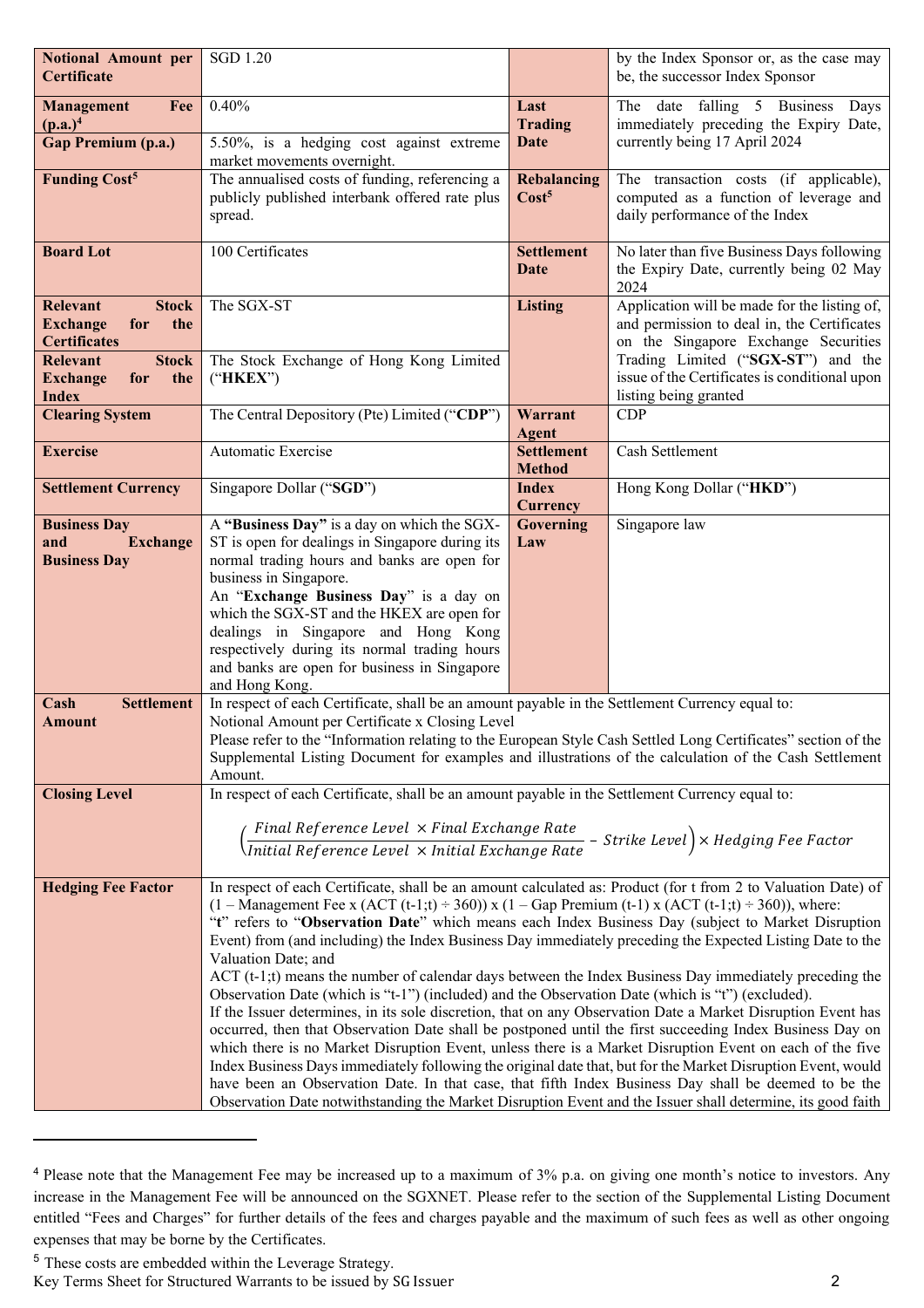| | | | |
|---|---|---|---|
| **Notional Amount per Certificate** | SGD 1.20 | | by the Index Sponsor or, as the case may be, the successor Index Sponsor |
| **Management Fee (p.a.)**[4] | 0.40% | **Last Trading Date** | The date falling 5 Business Days immediately preceding the Expiry Date, currently being 17 April 2024 |
| **Gap Premium (p.a.)** | 5.50%, is a hedging cost against extreme market movements overnight. | | |
| **Funding Cost**[5] | The annualised costs of funding, referencing a publicly published interbank offered rate plus spread. | **Rebalancing Cost**[5] | The transaction costs (if applicable), computed as a function of leverage and daily performance of the Index |
| **Board Lot** | 100 Certificates | **Settlement Date** | No later than five Business Days following the Expiry Date, currently being 02 May 2024 |
| **Relevant Stock Exchange for the Certificates** | The SGX-ST | **Listing** | Application will be made for the listing of, and permission to deal in, the Certificates on the Singapore Exchange Securities Trading Limited ("**SGX-ST**") and the issue of the Certificates is conditional upon listing being granted |
| **Relevant Stock Exchange for the Index** | The Stock Exchange of Hong Kong Limited ("**HKEX**") | | |
| **Clearing System** | The Central Depository (Pte) Limited ("**CDP**") | **Warrant Agent** | CDP |
| **Exercise** | Automatic Exercise | **Settlement Method** | Cash Settlement |
| **Settlement Currency** | Singapore Dollar ("**SGD**") | **Index Currency** | Hong Kong Dollar ("**HKD**") |
| **Business Day and Exchange Business Day** | A **"Business Day"** is a day on which the SGX-ST is open for dealings in Singapore during its normal trading hours and banks are open for business in Singapore. An "**Exchange Business Day**" is a day on which the SGX-ST and the HKEX are open for dealings in Singapore and Hong Kong respectively during its normal trading hours and banks are open for business in Singapore and Hong Kong. | **Governing Law** | Singapore law |

| | |
|---|---|
| **Cash Settlement Amount** | In respect of each Certificate, shall be an amount payable in the Settlement Currency equal to: Notional Amount per Certificate x Closing Level. Please refer to the "Information relating to the European Style Cash Settled Long Certificates" section of the Supplemental Listing Document for examples and illustrations of the calculation of the Cash Settlement Amount. |
| **Closing Level** | In respect of each Certificate, shall be an amount payable in the Settlement Currency equal to: $\left(\frac{Final\ Reference\ Level\ \times Final\ Exchange\ Rate}{Initial\ Reference\ Level\ \times Initial\ Exchange\ Rate} - Strike\ Level\right) \times Hedging\ Fee\ Factor$ |
| **Hedging Fee Factor** | In respect of each Certificate, shall be an amount calculated as: Product (for t from 2 to Valuation Date) of (1 – Management Fee x (ACT (t-1;t) ÷ 360)) x (1 – Gap Premium (t-1) x (ACT (t-1;t) ÷ 360)), where: "**t**" refers to "**Observation Date**" which means each Index Business Day (subject to Market Disruption Event) from (and including) the Index Business Day immediately preceding the Expected Listing Date to the Valuation Date; and ACT (t-1;t) means the number of calendar days between the Index Business Day immediately preceding the Observation Date (which is "t-1") (included) and the Observation Date (which is "t") (excluded). If the Issuer determines, in its sole discretion, that on any Observation Date a Market Disruption Event has occurred, then that Observation Date shall be postponed until the first succeeding Index Business Day on which there is no Market Disruption Event, unless there is a Market Disruption Event on each of the five Index Business Days immediately following the original date that, but for the Market Disruption Event, would have been an Observation Date. In that case, that fifth Index Business Day shall be deemed to be the Observation Date notwithstanding the Market Disruption Event and the Issuer shall determine, its good faith |

[4] Please note that the Management Fee may be increased up to a maximum of 3% p.a. on giving one month's notice to investors. Any increase in the Management Fee will be announced on the SGXNET. Please refer to the section of the Supplemental Listing Document entitled "Fees and Charges" for further details of the fees and charges payable and the maximum of such fees as well as other ongoing expenses that may be borne by the Certificates.

[5] These costs are embedded within the Leverage Strategy.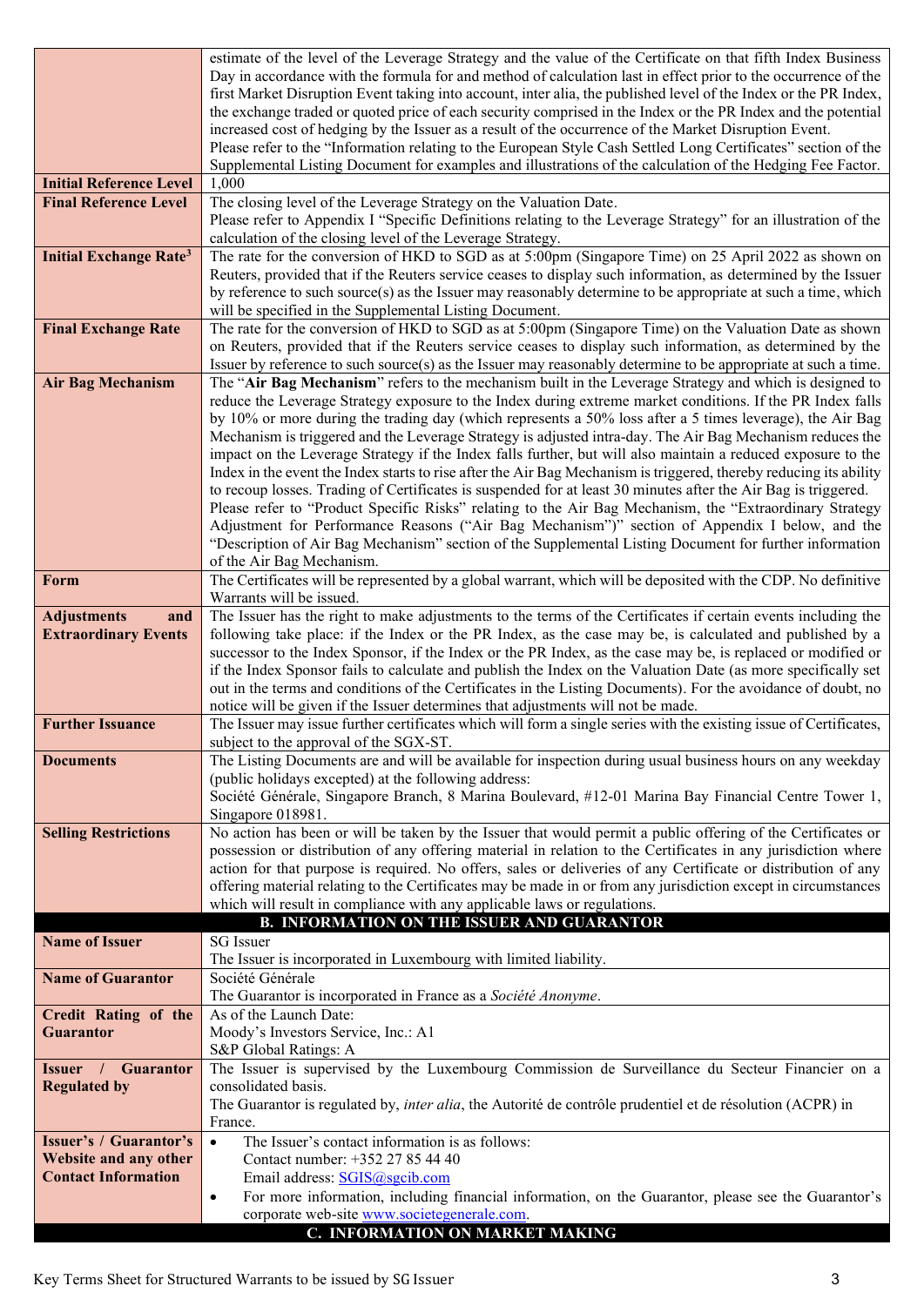| | |
|---|---|
| | estimate of the level of the Leverage Strategy and the value of the Certificate on that fifth Index Business Day in accordance with the formula for and method of calculation last in effect prior to the occurrence of the first Market Disruption Event taking into account, inter alia, the published level of the Index or the PR Index, the exchange traded or quoted price of each security comprised in the Index or the PR Index and the potential increased cost of hedging by the Issuer as a result of the occurrence of the Market Disruption Event. Please refer to the "Information relating to the European Style Cash Settled Long Certificates" section of the Supplemental Listing Document for examples and illustrations of the calculation of the Hedging Fee Factor. |
| **Initial Reference Level** | 1,000 |
| **Final Reference Level** | The closing level of the Leverage Strategy on the Valuation Date. Please refer to Appendix I "Specific Definitions relating to the Leverage Strategy" for an illustration of the calculation of the closing level of the Leverage Strategy. |
| **Initial Exchange Rate**[3] | The rate for the conversion of HKD to SGD as at 5:00pm (Singapore Time) on 25 April 2022 as shown on Reuters, provided that if the Reuters service ceases to display such information, as determined by the Issuer by reference to such source(s) as the Issuer may reasonably determine to be appropriate at such a time, which will be specified in the Supplemental Listing Document. |
| **Final Exchange Rate** | The rate for the conversion of HKD to SGD as at 5:00pm (Singapore Time) on the Valuation Date as shown on Reuters, provided that if the Reuters service ceases to display such information, as determined by the Issuer by reference to such source(s) as the Issuer may reasonably determine to be appropriate at such a time. |
| **Air Bag Mechanism** | The "**Air Bag Mechanism**" refers to the mechanism built in the Leverage Strategy and which is designed to reduce the Leverage Strategy exposure to the Index during extreme market conditions. If the PR Index falls by 10% or more during the trading day (which represents a 50% loss after a 5 times leverage), the Air Bag Mechanism is triggered and the Leverage Strategy is adjusted intra-day. The Air Bag Mechanism reduces the impact on the Leverage Strategy if the Index falls further, but will also maintain a reduced exposure to the Index in the event the Index starts to rise after the Air Bag Mechanism is triggered, thereby reducing its ability to recoup losses. Trading of Certificates is suspended for at least 30 minutes after the Air Bag is triggered. Please refer to "Product Specific Risks" relating to the Air Bag Mechanism, the "Extraordinary Strategy Adjustment for Performance Reasons ("Air Bag Mechanism")" section of Appendix I below, and the "Description of Air Bag Mechanism" section of the Supplemental Listing Document for further information of the Air Bag Mechanism. |
| **Form** | The Certificates will be represented by a global warrant, which will be deposited with the CDP. No definitive Warrants will be issued. |
| **Adjustments and Extraordinary Events** | The Issuer has the right to make adjustments to the terms of the Certificates if certain events including the following take place: if the Index or the PR Index, as the case may be, is calculated and published by a successor to the Index Sponsor, if the Index or the PR Index, as the case may be, is replaced or modified or if the Index Sponsor fails to calculate and publish the Index on the Valuation Date (as more specifically set out in the terms and conditions of the Certificates in the Listing Documents). For the avoidance of doubt, no notice will be given if the Issuer determines that adjustments will not be made. |
| **Further Issuance** | The Issuer may issue further certificates which will form a single series with the existing issue of Certificates, subject to the approval of the SGX-ST. |
| **Documents** | The Listing Documents are and will be available for inspection during usual business hours on any weekday (public holidays excepted) at the following address: Société Générale, Singapore Branch, 8 Marina Boulevard, #12-01 Marina Bay Financial Centre Tower 1, Singapore 018981. |
| **Selling Restrictions** | No action has been or will be taken by the Issuer that would permit a public offering of the Certificates or possession or distribution of any offering material in relation to the Certificates in any jurisdiction where action for that purpose is required. No offers, sales or deliveries of any Certificate or distribution of any offering material relating to the Certificates may be made in or from any jurisdiction except in circumstances which will result in compliance with any applicable laws or regulations. |
| **B. INFORMATION ON THE ISSUER AND GUARANTOR** | |
| **Name of Issuer** | SG Issuer<br>The Issuer is incorporated in Luxembourg with limited liability. |
| **Name of Guarantor** | Société Générale<br>The Guarantor is incorporated in France as a *Société Anonyme*. |
| **Credit Rating of the Guarantor** | As of the Launch Date:<br>Moody's Investors Service, Inc.: A1<br>S&P Global Ratings: A |
| **Issuer / Guarantor Regulated by** | The Issuer is supervised by the Luxembourg Commission de Surveillance du Secteur Financier on a consolidated basis.<br>The Guarantor is regulated by, *inter alia*, the Autorité de contrôle prudentiel et de résolution (ACPR) in France. |
| **Issuer's / Guarantor's Website and any other Contact Information** | • The Issuer's contact information is as follows:<br>Contact number: +352 27 85 44 40<br>Email address: SGIS@sgcib.com<br>• For more information, including financial information, on the Guarantor, please see the Guarantor's corporate web-site www.societegenerale.com. |
| **C. INFORMATION ON MARKET MAKING** | |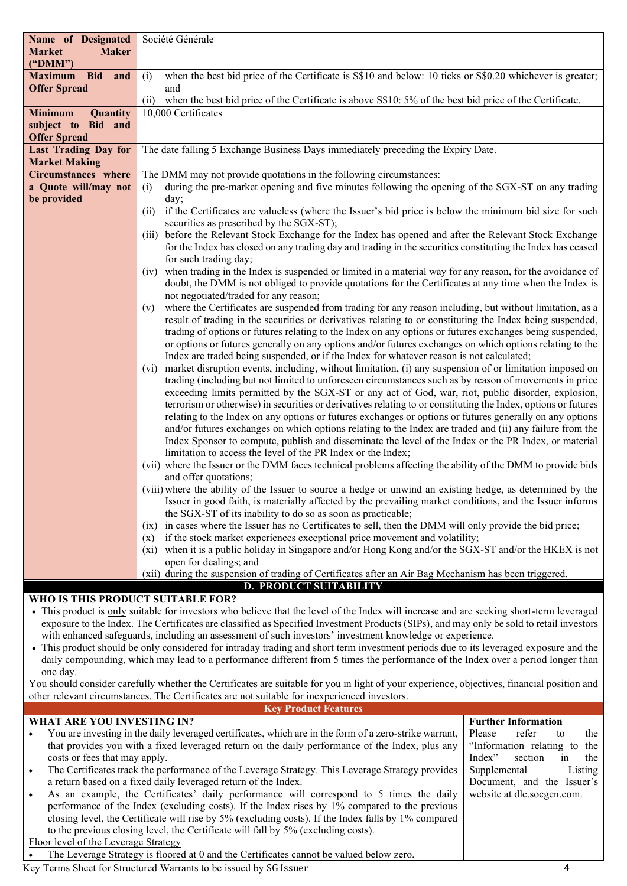| | |
|---|---|
| **Name of Designated Market Maker ("DMM")** | Société Générale |
| **Maximum Bid and Offer Spread** | (i) when the best bid price of the Certificate is S$10 and below: 10 ticks or S$0.20 whichever is greater; and<br>(ii) when the best bid price of the Certificate is above S$10: 5% of the best bid price of the Certificate. |
| **Minimum Quantity subject to Bid and Offer Spread** | 10,000 Certificates |
| **Last Trading Day for Market Making** | The date falling 5 Exchange Business Days immediately preceding the Expiry Date. |
| **Circumstances where a Quote will/may not be provided** | The DMM may not provide quotations in the following circumstances:<br>(i) during the pre-market opening and five minutes following the opening of the SGX-ST on any trading day;<br>(ii) if the Certificates are valueless (where the Issuer's bid price is below the minimum bid size for such securities as prescribed by the SGX-ST);<br>(iii) before the Relevant Stock Exchange for the Index has opened and after the Relevant Stock Exchange for the Index has closed on any trading day and trading in the securities constituting the Index has ceased for such trading day;<br>(iv) when trading in the Index is suspended or limited in a material way for any reason, for the avoidance of doubt, the DMM is not obliged to provide quotations for the Certificates at any time when the Index is not negotiated/traded for any reason;<br>(v) where the Certificates are suspended from trading for any reason including, but without limitation, as a result of trading in the securities or derivatives relating to or constituting the Index being suspended, trading of options or futures relating to the Index on any options or futures exchanges being suspended, or options or futures generally on any options and/or futures exchanges on which options relating to the Index are traded being suspended, or if the Index for whatever reason is not calculated;<br>(vi) market disruption events, including, without limitation, (i) any suspension of or limitation imposed on trading (including but not limited to unforeseen circumstances such as by reason of movements in price exceeding limits permitted by the SGX-ST or any act of God, war, riot, public disorder, explosion, terrorism or otherwise) in securities or derivatives relating to or constituting the Index, options or futures relating to the Index on any options or futures exchanges or options or futures generally on any options and/or futures exchanges on which options relating to the Index are traded and (ii) any failure from the Index Sponsor to compute, publish and disseminate the level of the Index or the PR Index, or material limitation to access the level of the PR Index or the Index;<br>(vii) where the Issuer or the DMM faces technical problems affecting the ability of the DMM to provide bids and offer quotations;<br>(viii) where the ability of the Issuer to source a hedge or unwind an existing hedge, as determined by the Issuer in good faith, is materially affected by the prevailing market conditions, and the Issuer informs the SGX-ST of its inability to do so as soon as practicable;<br>(ix) in cases where the Issuer has no Certificates to sell, then the DMM will only provide the bid price;<br>(x) if the stock market experiences exceptional price movement and volatility;<br>(xi) when it is a public holiday in Singapore and/or Hong Kong and/or the SGX-ST and/or the HKEX is not open for dealings; and<br>(xii) during the suspension of trading of Certificates after an Air Bag Mechanism has been triggered. |

## D. PRODUCT SUITABILITY

**WHO IS THIS PRODUCT SUITABLE FOR?**

- This product is only suitable for investors who believe that the level of the Index will increase and are seeking short-term leveraged exposure to the Index. The Certificates are classified as Specified Investment Products (SIPs), and may only be sold to retail investors with enhanced safeguards, including an assessment of such investors' investment knowledge or experience.
- This product should be only considered for intraday trading and short term investment periods due to its leveraged exposure and the daily compounding, which may lead to a performance different from 5 times the performance of the Index over a period longer than one day.

You should consider carefully whether the Certificates are suitable for you in light of your experience, objectives, financial position and other relevant circumstances. The Certificates are not suitable for inexperienced investors.

## Key Product Features

| **WHAT ARE YOU INVESTING IN?** | **Further Information** |
|---|---|
| • You are investing in the daily leveraged certificates, which are in the form of a zero-strike warrant, that provides you with a fixed leveraged return on the daily performance of the Index, plus any costs or fees that may apply.<br>• The Certificates track the performance of the Leverage Strategy. This Leverage Strategy provides a return based on a fixed daily leveraged return of the Index.<br>• As an example, the Certificates' daily performance will correspond to 5 times the daily performance of the Index (excluding costs). If the Index rises by 1% compared to the previous closing level, the Certificate will rise by 5% (excluding costs). If the Index falls by 1% compared to the previous closing level, the Certificate will fall by 5% (excluding costs).<br>Floor level of the Leverage Strategy<br>• The Leverage Strategy is floored at 0 and the Certificates cannot be valued below zero. | Please refer to the "Information relating to the Index" section in the Supplemental Listing Document, and the Issuer's website at dlc.socgen.com. |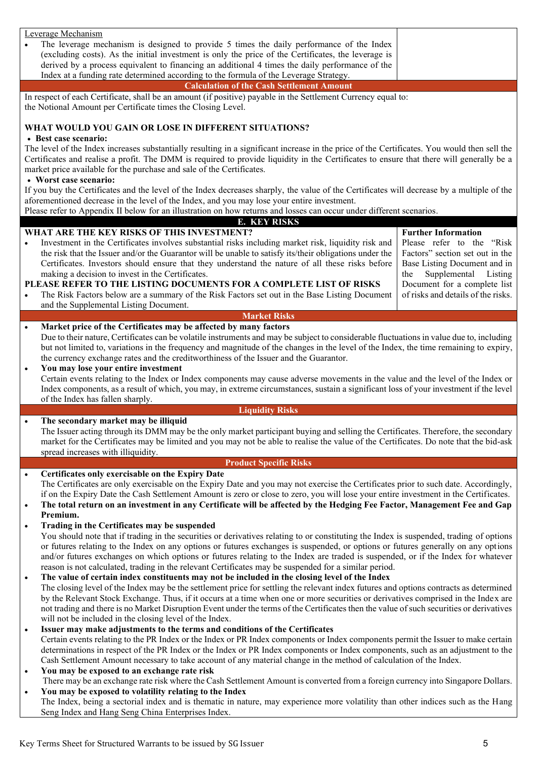Leverage Mechanism

- The leverage mechanism is designed to provide 5 times the daily performance of the Index (excluding costs). As the initial investment is only the price of the Certificates, the leverage is derived by a process equivalent to financing an additional 4 times the daily performance of the Index at a funding rate determined according to the formula of the Leverage Strategy.

### Calculation of the Cash Settlement Amount

In respect of each Certificate, shall be an amount (if positive) payable in the Settlement Currency equal to:
the Notional Amount per Certificate times the Closing Level.

**WHAT WOULD YOU GAIN OR LOSE IN DIFFERENT SITUATIONS?**

- **Best case scenario:**

The level of the Index increases substantially resulting in a significant increase in the price of the Certificates. You would then sell the Certificates and realise a profit. The DMM is required to provide liquidity in the Certificates to ensure that there will generally be a market price available for the purchase and sale of the Certificates.

- **Worst case scenario:**

If you buy the Certificates and the level of the Index decreases sharply, the value of the Certificates will decrease by a multiple of the aforementioned decrease in the level of the Index, and you may lose your entire investment.

Please refer to Appendix II below for an illustration on how returns and losses can occur under different scenarios.

## E. KEY RISKS

**WHAT ARE THE KEY RISKS OF THIS INVESTMENT?**

- Investment in the Certificates involves substantial risks including market risk, liquidity risk and the risk that the Issuer and/or the Guarantor will be unable to satisfy its/their obligations under the Certificates. Investors should ensure that they understand the nature of all these risks before making a decision to invest in the Certificates.

**PLEASE REFER TO THE LISTING DOCUMENTS FOR A COMPLETE LIST OF RISKS**

- The Risk Factors below are a summary of the Risk Factors set out in the Base Listing Document and the Supplemental Listing Document.

**Further Information**

Please refer to the "Risk Factors" section set out in the Base Listing Document and in the Supplemental Listing Document for a complete list of risks and details of the risks.

### Market Risks

- **Market price of the Certificates may be affected by many factors**
  Due to their nature, Certificates can be volatile instruments and may be subject to considerable fluctuations in value due to, including but not limited to, variations in the frequency and magnitude of the changes in the level of the Index, the time remaining to expiry, the currency exchange rates and the creditworthiness of the Issuer and the Guarantor.
- **You may lose your entire investment**
  Certain events relating to the Index or Index components may cause adverse movements in the value and the level of the Index or Index components, as a result of which, you may, in extreme circumstances, sustain a significant loss of your investment if the level of the Index has fallen sharply.

### Liquidity Risks

- **The secondary market may be illiquid**
  The Issuer acting through its DMM may be the only market participant buying and selling the Certificates. Therefore, the secondary market for the Certificates may be limited and you may not be able to realise the value of the Certificates. Do note that the bid-ask spread increases with illiquidity.

### Product Specific Risks

- **Certificates only exercisable on the Expiry Date**
  The Certificates are only exercisable on the Expiry Date and you may not exercise the Certificates prior to such date. Accordingly, if on the Expiry Date the Cash Settlement Amount is zero or close to zero, you will lose your entire investment in the Certificates.
- **The total return on an investment in any Certificate will be affected by the Hedging Fee Factor, Management Fee and Gap Premium.**
- **Trading in the Certificates may be suspended**
  You should note that if trading in the securities or derivatives relating to or constituting the Index is suspended, trading of options or futures relating to the Index on any options or futures exchanges is suspended, or options or futures generally on any options and/or futures exchanges on which options or futures relating to the Index are traded is suspended, or if the Index for whatever reason is not calculated, trading in the relevant Certificates may be suspended for a similar period.
- **The value of certain index constituents may not be included in the closing level of the Index**
  The closing level of the Index may be the settlement price for settling the relevant index futures and options contracts as determined by the Relevant Stock Exchange. Thus, if it occurs at a time when one or more securities or derivatives comprised in the Index are not trading and there is no Market Disruption Event under the terms of the Certificates then the value of such securities or derivatives will not be included in the closing level of the Index.
- **Issuer may make adjustments to the terms and conditions of the Certificates**
  Certain events relating to the PR Index or the Index or PR Index components or Index components permit the Issuer to make certain determinations in respect of the PR Index or the Index or PR Index components or Index components, such as an adjustment to the Cash Settlement Amount necessary to take account of any material change in the method of calculation of the Index.
- **You may be exposed to an exchange rate risk**
  There may be an exchange rate risk where the Cash Settlement Amount is converted from a foreign currency into Singapore Dollars.
- **You may be exposed to volatility relating to the Index**
  The Index, being a sectorial index and is thematic in nature, may experience more volatility than other indices such as the Hang Seng Index and Hang Seng China Enterprises Index.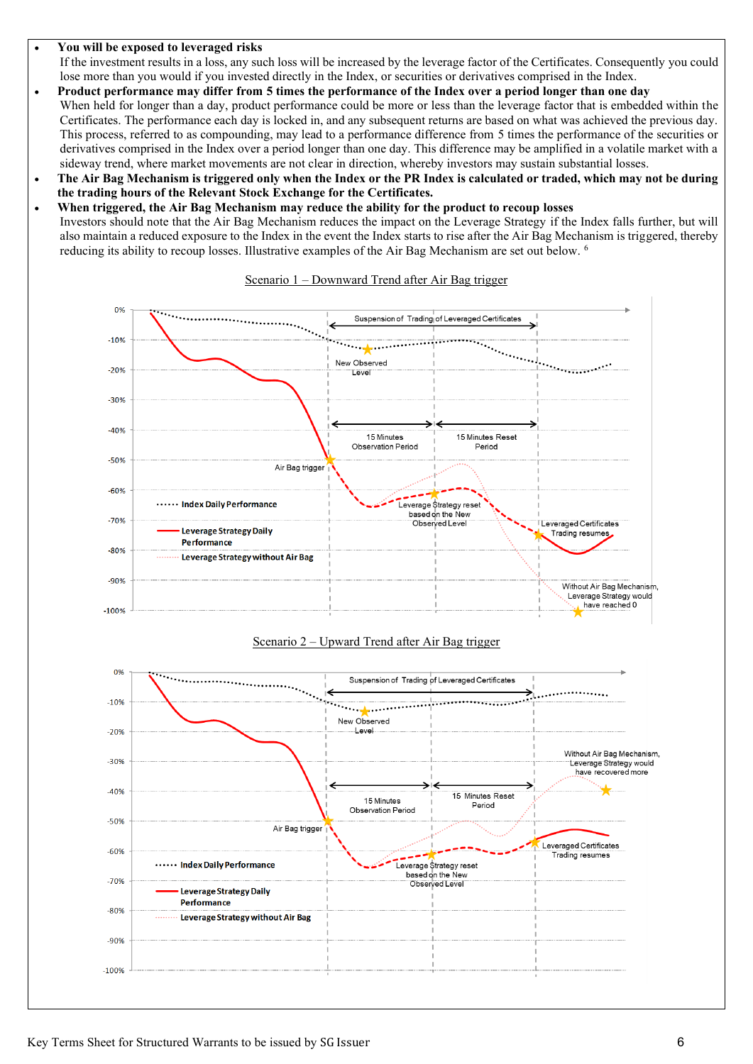- **You will be exposed to leveraged risks**
  If the investment results in a loss, any such loss will be increased by the leverage factor of the Certificates. Consequently you could lose more than you would if you invested directly in the Index, or securities or derivatives comprised in the Index.
- **Product performance may differ from 5 times the performance of the Index over a period longer than one day**
  When held for longer than a day, product performance could be more or less than the leverage factor that is embedded within the Certificates. The performance each day is locked in, and any subsequent returns are based on what was achieved the previous day. This process, referred to as compounding, may lead to a performance difference from 5 times the performance of the securities or derivatives comprised in the Index over a period longer than one day. This difference may be amplified in a volatile market with a sideway trend, where market movements are not clear in direction, whereby investors may sustain substantial losses.
- **The Air Bag Mechanism is triggered only when the Index or the PR Index is calculated or traded, which may not be during the trading hours of the Relevant Stock Exchange for the Certificates.**
- **When triggered, the Air Bag Mechanism may reduce the ability for the product to recoup losses**
  Investors should note that the Air Bag Mechanism reduces the impact on the Leverage Strategy if the Index falls further, but will also maintain a reduced exposure to the Index in the event the Index starts to rise after the Air Bag Mechanism is triggered, thereby reducing its ability to recoup losses. Illustrative examples of the Air Bag Mechanism are set out below. [6]

Scenario 1 – Downward Trend after Air Bag trigger

Scenario 2 – Upward Trend after Air Bag trigger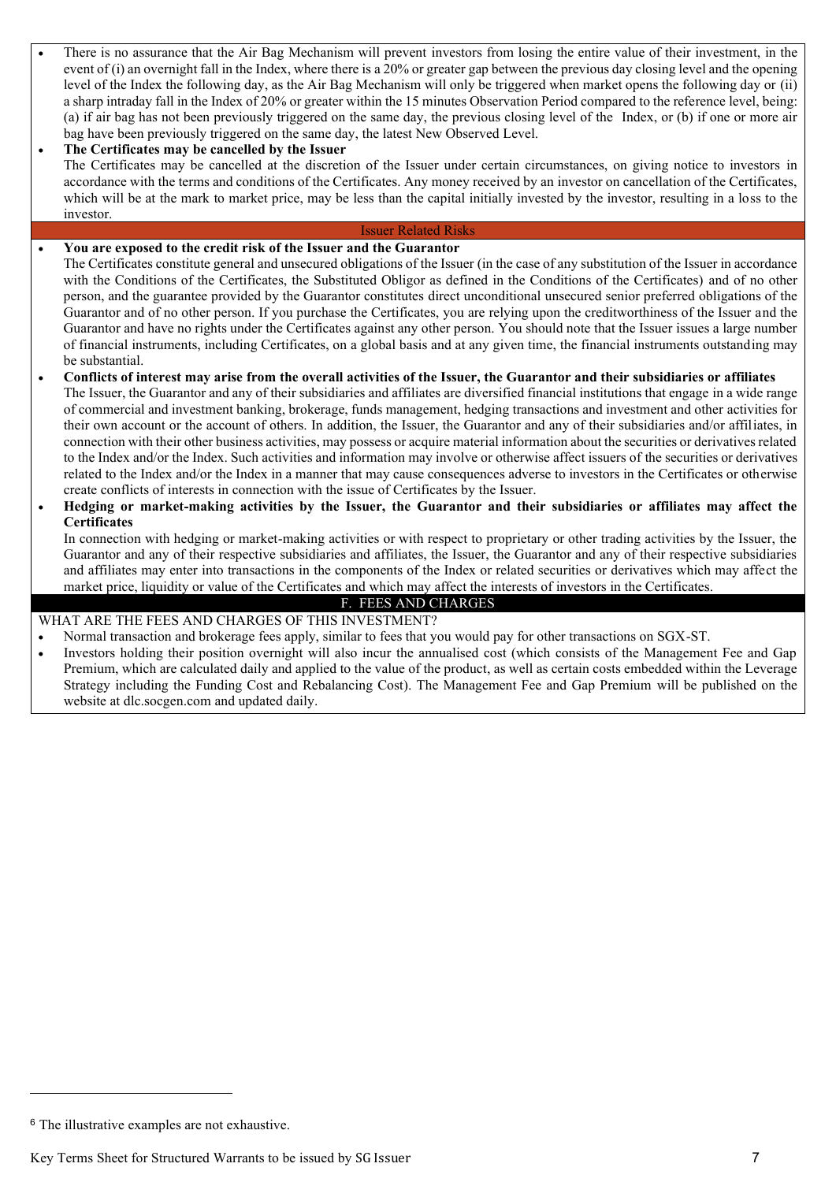- There is no assurance that the Air Bag Mechanism will prevent investors from losing the entire value of their investment, in the event of (i) an overnight fall in the Index, where there is a 20% or greater gap between the previous day closing level and the opening level of the Index the following day, as the Air Bag Mechanism will only be triggered when market opens the following day or (ii) a sharp intraday fall in the Index of 20% or greater within the 15 minutes Observation Period compared to the reference level, being: (a) if air bag has not been previously triggered on the same day, the previous closing level of the Index, or (b) if one or more air bag have been previously triggered on the same day, the latest New Observed Level.
- **The Certificates may be cancelled by the Issuer**
  The Certificates may be cancelled at the discretion of the Issuer under certain circumstances, on giving notice to investors in accordance with the terms and conditions of the Certificates. Any money received by an investor on cancellation of the Certificates, which will be at the mark to market price, may be less than the capital initially invested by the investor, resulting in a loss to the investor.

### Issuer Related Risks

- **You are exposed to the credit risk of the Issuer and the Guarantor**
  The Certificates constitute general and unsecured obligations of the Issuer (in the case of any substitution of the Issuer in accordance with the Conditions of the Certificates, the Substituted Obligor as defined in the Conditions of the Certificates) and of no other person, and the guarantee provided by the Guarantor constitutes direct unconditional unsecured senior preferred obligations of the Guarantor and of no other person. If you purchase the Certificates, you are relying upon the creditworthiness of the Issuer and the Guarantor and have no rights under the Certificates against any other person. You should note that the Issuer issues a large number of financial instruments, including Certificates, on a global basis and at any given time, the financial instruments outstanding may be substantial.
- **Conflicts of interest may arise from the overall activities of the Issuer, the Guarantor and their subsidiaries or affiliates**
  The Issuer, the Guarantor and any of their subsidiaries and affiliates are diversified financial institutions that engage in a wide range of commercial and investment banking, brokerage, funds management, hedging transactions and investment and other activities for their own account or the account of others. In addition, the Issuer, the Guarantor and any of their subsidiaries and/or affiliates, in connection with their other business activities, may possess or acquire material information about the securities or derivatives related to the Index and/or the Index. Such activities and information may involve or otherwise affect issuers of the securities or derivatives related to the Index and/or the Index in a manner that may cause consequences adverse to investors in the Certificates or otherwise create conflicts of interests in connection with the issue of Certificates by the Issuer.
- **Hedging or market-making activities by the Issuer, the Guarantor and their subsidiaries or affiliates may affect the Certificates**
  In connection with hedging or market-making activities or with respect to proprietary or other trading activities by the Issuer, the Guarantor and any of their respective subsidiaries and affiliates, the Issuer, the Guarantor and any of their respective subsidiaries and affiliates may enter into transactions in the components of the Index or related securities or derivatives which may affect the market price, liquidity or value of the Certificates and which may affect the interests of investors in the Certificates.

## F. FEES AND CHARGES

WHAT ARE THE FEES AND CHARGES OF THIS INVESTMENT?

- Normal transaction and brokerage fees apply, similar to fees that you would pay for other transactions on SGX-ST.
- Investors holding their position overnight will also incur the annualised cost (which consists of the Management Fee and Gap Premium, which are calculated daily and applied to the value of the product, as well as certain costs embedded within the Leverage Strategy including the Funding Cost and Rebalancing Cost). The Management Fee and Gap Premium will be published on the website at dlc.socgen.com and updated daily.

[6] The illustrative examples are not exhaustive.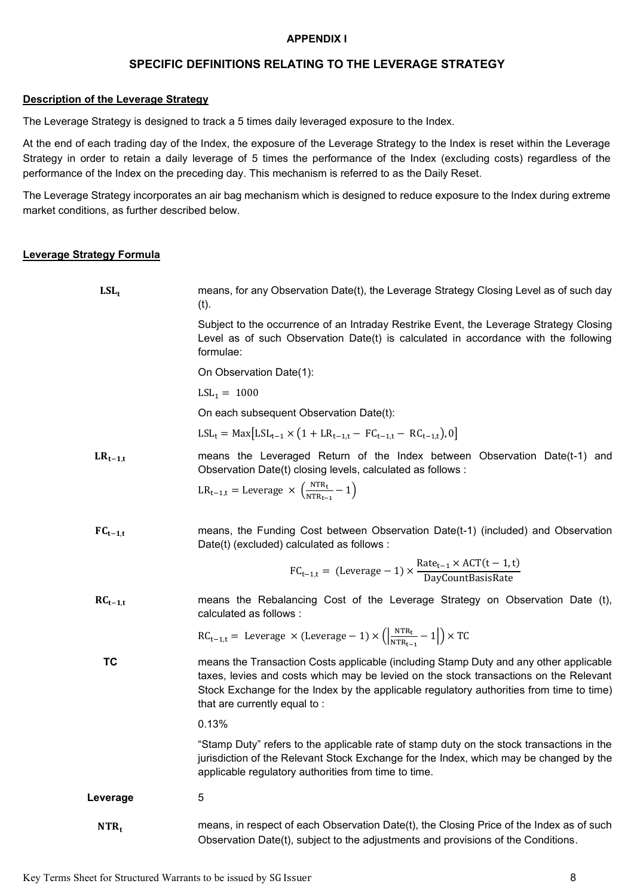**APPENDIX I**

## SPECIFIC DEFINITIONS RELATING TO THE LEVERAGE STRATEGY

**Description of the Leverage Strategy**

The Leverage Strategy is designed to track a 5 times daily leveraged exposure to the Index.

At the end of each trading day of the Index, the exposure of the Leverage Strategy to the Index is reset within the Leverage Strategy in order to retain a daily leverage of 5 times the performance of the Index (excluding costs) regardless of the performance of the Index on the preceding day. This mechanism is referred to as the Daily Reset.

The Leverage Strategy incorporates an air bag mechanism which is designed to reduce exposure to the Index during extreme market conditions, as further described below.

**Leverage Strategy Formula**

**$LSL_t$** means, for any Observation Date(t), the Leverage Strategy Closing Level as of such day (t).

Subject to the occurrence of an Intraday Restrike Event, the Leverage Strategy Closing Level as of such Observation Date(t) is calculated in accordance with the following formulae:

On Observation Date(1):

$$LSL_1 = 1000$$

On each subsequent Observation Date(t):

$$LSL_t = \text{Max}\left[LSL_{t-1} \times \left(1 + LR_{t-1,t} - FC_{t-1,t} - RC_{t-1,t}\right), 0\right]$$

**$LR_{t-1,t}$** means the Leveraged Return of the Index between Observation Date(t-1) and Observation Date(t) closing levels, calculated as follows :

$$LR_{t-1,t} = \text{Leverage} \times \left(\frac{NTR_t}{NTR_{t-1}} - 1\right)$$

**$FC_{t-1,t}$** means, the Funding Cost between Observation Date(t-1) (included) and Observation Date(t) (excluded) calculated as follows :

$$FC_{t-1,t} = (\text{Leverage} - 1) \times \frac{\text{Rate}_{t-1} \times \text{ACT}(t-1,t)}{\text{DayCountBasisRate}}$$

**$RC_{t-1,t}$** means the Rebalancing Cost of the Leverage Strategy on Observation Date (t), calculated as follows :

$$RC_{t-1,t} = \text{Leverage} \times (\text{Leverage} - 1) \times \left(\left|\frac{NTR_t}{NTR_{t-1}} - 1\right|\right) \times TC$$

**TC** means the Transaction Costs applicable (including Stamp Duty and any other applicable taxes, levies and costs which may be levied on the stock transactions on the Relevant Stock Exchange for the Index by the applicable regulatory authorities from time to time) that are currently equal to :

0.13%

"Stamp Duty" refers to the applicable rate of stamp duty on the stock transactions in the jurisdiction of the Relevant Stock Exchange for the Index, which may be changed by the applicable regulatory authorities from time to time.

**Leverage** 5

**$NTR_t$** means, in respect of each Observation Date(t), the Closing Price of the Index as of such Observation Date(t), subject to the adjustments and provisions of the Conditions.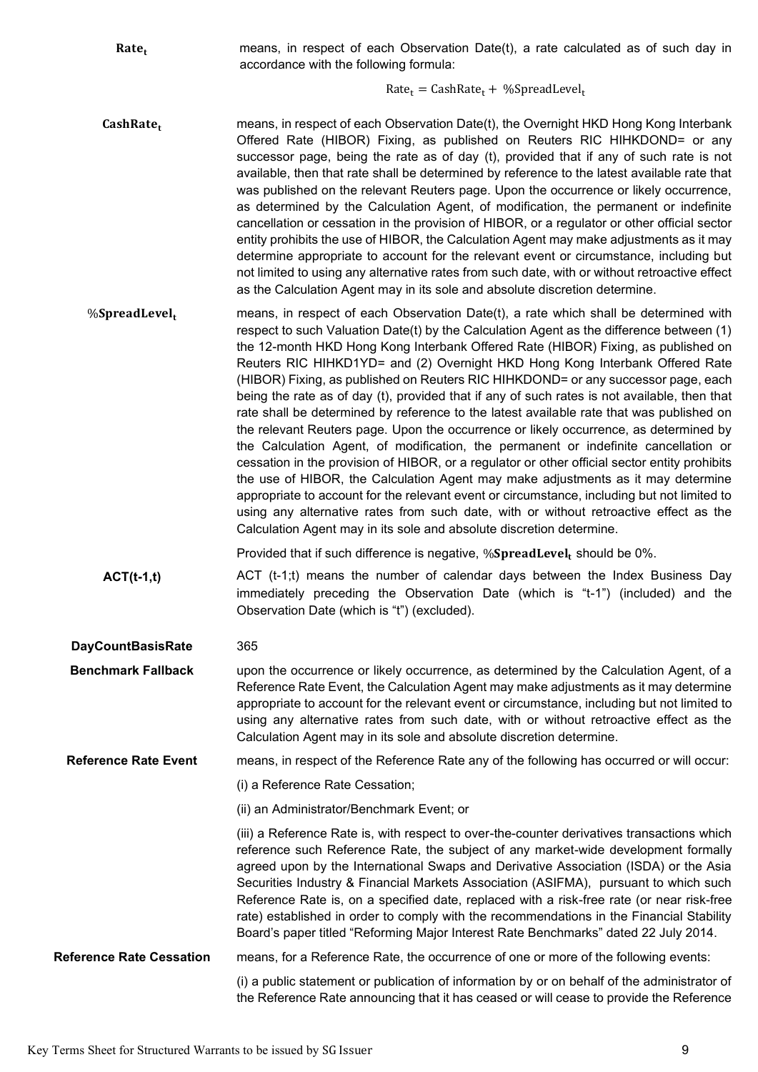| | |
|---|---|
| $\text{Rate}_t$ | means, in respect of each Observation Date(t), a rate calculated as of such day in accordance with the following formula:<br><br>$$\text{Rate}_t = \text{CashRate}_t + \%\text{SpreadLevel}_t$$ |
| $\text{CashRate}_t$ | means, in respect of each Observation Date(t), the Overnight HKD Hong Kong Interbank Offered Rate (HIBOR) Fixing, as published on Reuters RIC HIHKDOND= or any successor page, being the rate as of day (t), provided that if any of such rate is not available, then that rate shall be determined by reference to the latest available rate that was published on the relevant Reuters page. Upon the occurrence or likely occurrence, as determined by the Calculation Agent, of modification, the permanent or indefinite cancellation or cessation in the provision of HIBOR, or a regulator or other official sector entity prohibits the use of HIBOR, the Calculation Agent may make adjustments as it may determine appropriate to account for the relevant event or circumstance, including but not limited to using any alternative rates from such date, with or without retroactive effect as the Calculation Agent may in its sole and absolute discretion determine. |
| $\%\text{SpreadLevel}_t$ | means, in respect of each Observation Date(t), a rate which shall be determined with respect to such Valuation Date(t) by the Calculation Agent as the difference between (1) the 12-month HKD Hong Kong Interbank Offered Rate (HIBOR) Fixing, as published on Reuters RIC HIHKD1YD= and (2) Overnight HKD Hong Kong Interbank Offered Rate (HIBOR) Fixing, as published on Reuters RIC HIHKDOND= or any successor page, each being the rate as of day (t), provided that if any of such rates is not available, then that rate shall be determined by reference to the latest available rate that was published on the relevant Reuters page. Upon the occurrence or likely occurrence, as determined by the Calculation Agent, of modification, the permanent or indefinite cancellation or cessation in the provision of HIBOR, or a regulator or other official sector entity prohibits the use of HIBOR, the Calculation Agent may make adjustments as it may determine appropriate to account for the relevant event or circumstance, including but not limited to using any alternative rates from such date, with or without retroactive effect as the Calculation Agent may in its sole and absolute discretion determine.<br><br>Provided that if such difference is negative, $\%\text{SpreadLevel}_t$ should be 0%. |
| **ACT(t-1,t)** | ACT (t-1;t) means the number of calendar days between the Index Business Day immediately preceding the Observation Date (which is "t-1") (included) and the Observation Date (which is "t") (excluded). |
| **DayCountBasisRate** | 365 |
| **Benchmark Fallback** | upon the occurrence or likely occurrence, as determined by the Calculation Agent, of a Reference Rate Event, the Calculation Agent may make adjustments as it may determine appropriate to account for the relevant event or circumstance, including but not limited to using any alternative rates from such date, with or without retroactive effect as the Calculation Agent may in its sole and absolute discretion determine. |
| **Reference Rate Event** | means, in respect of the Reference Rate any of the following has occurred or will occur:<br><br>(i) a Reference Rate Cessation;<br><br>(ii) an Administrator/Benchmark Event; or<br><br>(iii) a Reference Rate is, with respect to over-the-counter derivatives transactions which reference such Reference Rate, the subject of any market-wide development formally agreed upon by the International Swaps and Derivative Association (ISDA) or the Asia Securities Industry & Financial Markets Association (ASIFMA), pursuant to which such Reference Rate is, on a specified date, replaced with a risk-free rate (or near risk-free rate) established in order to comply with the recommendations in the Financial Stability Board's paper titled "Reforming Major Interest Rate Benchmarks" dated 22 July 2014. |
| **Reference Rate Cessation** | means, for a Reference Rate, the occurrence of one or more of the following events:<br><br>(i) a public statement or publication of information by or on behalf of the administrator of the Reference Rate announcing that it has ceased or will cease to provide the Reference |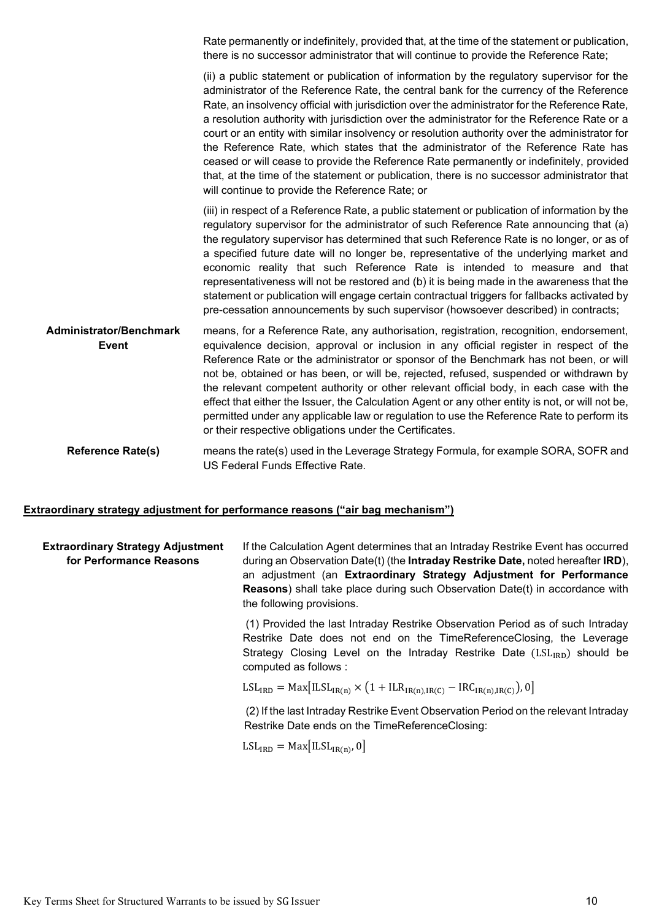| | |
|---|---|
| | Rate permanently or indefinitely, provided that, at the time of the statement or publication, there is no successor administrator that will continue to provide the Reference Rate; |
| | (ii) a public statement or publication of information by the regulatory supervisor for the administrator of the Reference Rate, the central bank for the currency of the Reference Rate, an insolvency official with jurisdiction over the administrator for the Reference Rate, a resolution authority with jurisdiction over the administrator for the Reference Rate or a court or an entity with similar insolvency or resolution authority over the administrator for the Reference Rate, which states that the administrator of the Reference Rate has ceased or will cease to provide the Reference Rate permanently or indefinitely, provided that, at the time of the statement or publication, there is no successor administrator that will continue to provide the Reference Rate; or |
| | (iii) in respect of a Reference Rate, a public statement or publication of information by the regulatory supervisor for the administrator of such Reference Rate announcing that (a) the regulatory supervisor has determined that such Reference Rate is no longer, or as of a specified future date will no longer be, representative of the underlying market and economic reality that such Reference Rate is intended to measure and that representativeness will not be restored and (b) it is being made in the awareness that the statement or publication will engage certain contractual triggers for fallbacks activated by pre-cessation announcements by such supervisor (howsoever described) in contracts; |
| **Administrator/Benchmark Event** | means, for a Reference Rate, any authorisation, registration, recognition, endorsement, equivalence decision, approval or inclusion in any official register in respect of the Reference Rate or the administrator or sponsor of the Benchmark has not been, or will not be, obtained or has been, or will be, rejected, refused, suspended or withdrawn by the relevant competent authority or other relevant official body, in each case with the effect that either the Issuer, the Calculation Agent or any other entity is not, or will not be, permitted under any applicable law or regulation to use the Reference Rate to perform its or their respective obligations under the Certificates. |
| **Reference Rate(s)** | means the rate(s) used in the Leverage Strategy Formula, for example SORA, SOFR and US Federal Funds Effective Rate. |

**Extraordinary strategy adjustment for performance reasons ("air bag mechanism")**

| | |
|---|---|
| **Extraordinary Strategy Adjustment for Performance Reasons** | If the Calculation Agent determines that an Intraday Restrike Event has occurred during an Observation Date(t) (the **Intraday Restrike Date,** noted hereafter **IRD**), an adjustment (an **Extraordinary Strategy Adjustment for Performance Reasons**) shall take place during such Observation Date(t) in accordance with the following provisions.<br><br>(1) Provided the last Intraday Restrike Observation Period as of such Intraday Restrike Date does not end on the TimeReferenceClosing, the Leverage Strategy Closing Level on the Intraday Restrike Date ($\mathrm{LSL_{IRD}}$) should be computed as follows :<br><br>$\mathrm{LSL_{IRD}} = \mathrm{Max}\left[\mathrm{ILSL_{IR(n)}} \times \left(1 + \mathrm{ILR_{IR(n),IR(C)}} - \mathrm{IRC_{IR(n),IR(C)}}\right), 0\right]$<br><br>(2) If the last Intraday Restrike Event Observation Period on the relevant Intraday Restrike Date ends on the TimeReferenceClosing:<br><br>$\mathrm{LSL_{IRD}} = \mathrm{Max}\left[\mathrm{ILSL_{IR(n)}}, 0\right]$ |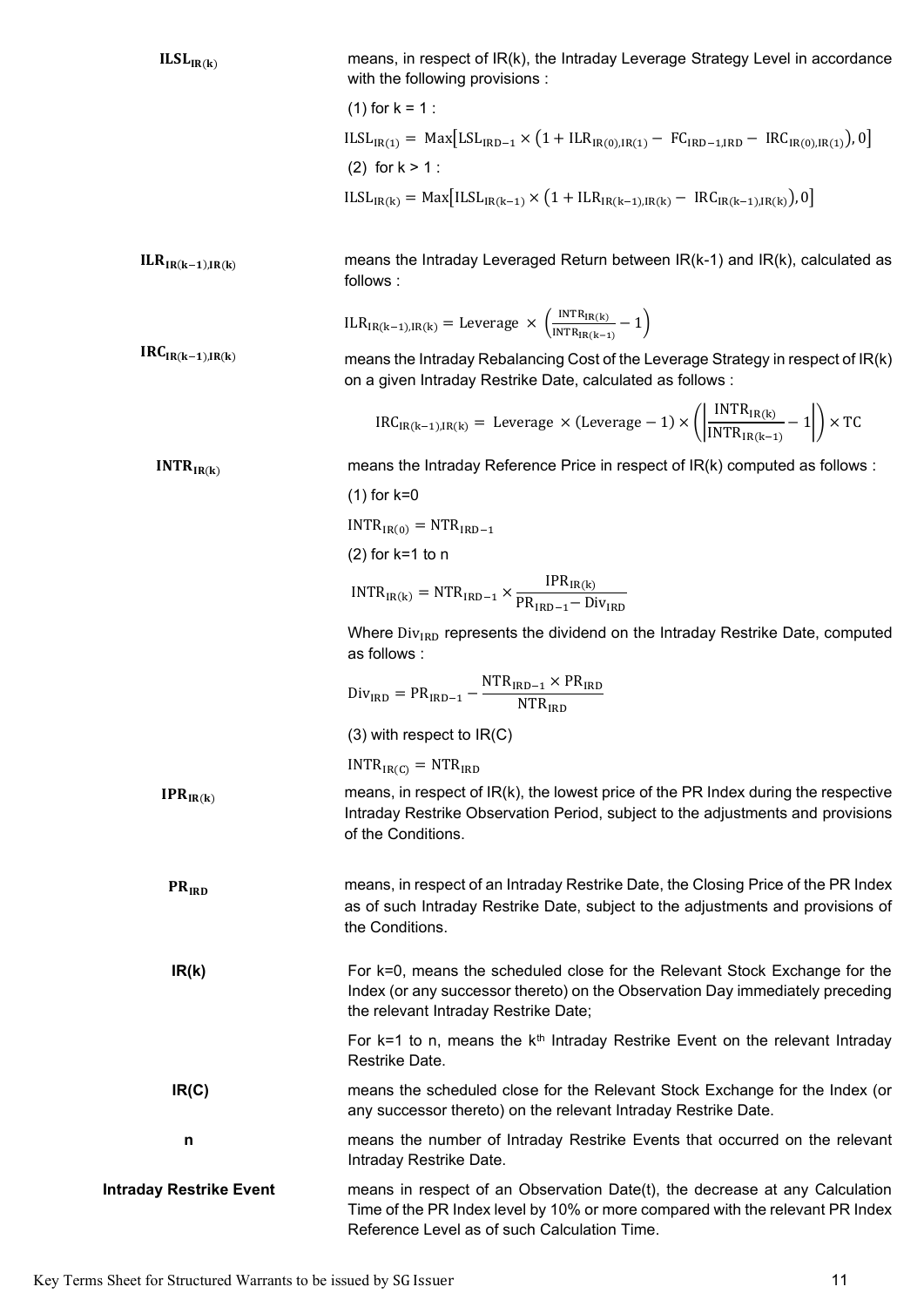**$ILSL_{IR(k)}$** means, in respect of IR(k), the Intraday Leverage Strategy Level in accordance with the following provisions :

(1) for k = 1 :

$$ILSL_{IR(1)} = \text{Max}\left[LSL_{IRD-1} \times \left(1 + ILR_{IR(0),IR(1)} - FC_{IRD-1,IRD} - IRC_{IR(0),IR(1)}\right), 0\right]$$

(2) for k > 1 :

$$ILSL_{IR(k)} = \text{Max}\left[ILSL_{IR(k-1)} \times \left(1 + ILR_{IR(k-1),IR(k)} - IRC_{IR(k-1),IR(k)}\right), 0\right]$$

**$ILR_{IR(k-1),IR(k)}$** means the Intraday Leveraged Return between IR(k-1) and IR(k), calculated as follows :

$$ILR_{IR(k-1),IR(k)} = \text{Leverage} \times \left(\frac{INTR_{IR(k)}}{INTR_{IR(k-1)}} - 1\right)$$

**$IRC_{IR(k-1),IR(k)}$** means the Intraday Rebalancing Cost of the Leverage Strategy in respect of IR(k) on a given Intraday Restrike Date, calculated as follows :

$$IRC_{IR(k-1),IR(k)} = \text{Leverage} \times (\text{Leverage} - 1) \times \left(\left|\frac{INTR_{IR(k)}}{INTR_{IR(k-1)}} - 1\right|\right) \times TC$$

**$INTR_{IR(k)}$** means the Intraday Reference Price in respect of IR(k) computed as follows :

(1) for k=0

$$INTR_{IR(0)} = NTR_{IRD-1}$$

(2) for k=1 to n

$$INTR_{IR(k)} = NTR_{IRD-1} \times \frac{IPR_{IR(k)}}{PR_{IRD-1} - Div_{IRD}}$$

Where $Div_{IRD}$ represents the dividend on the Intraday Restrike Date, computed as follows :

$$Div_{IRD} = PR_{IRD-1} - \frac{NTR_{IRD-1} \times PR_{IRD}}{NTR_{IRD}}$$

(3) with respect to IR(C)

$$INTR_{IR(C)} = NTR_{IRD}$$

**$IPR_{IR(k)}$** means, in respect of IR(k), the lowest price of the PR Index during the respective Intraday Restrike Observation Period, subject to the adjustments and provisions of the Conditions.

**$PR_{IRD}$** means, in respect of an Intraday Restrike Date, the Closing Price of the PR Index as of such Intraday Restrike Date, subject to the adjustments and provisions of the Conditions.

**IR(k)** For k=0, means the scheduled close for the Relevant Stock Exchange for the Index (or any successor thereto) on the Observation Day immediately preceding the relevant Intraday Restrike Date;

For k=1 to n, means the k[th] Intraday Restrike Event on the relevant Intraday Restrike Date.

**IR(C)** means the scheduled close for the Relevant Stock Exchange for the Index (or any successor thereto) on the relevant Intraday Restrike Date.

**n** means the number of Intraday Restrike Events that occurred on the relevant Intraday Restrike Date.

**Intraday Restrike Event** means in respect of an Observation Date(t), the decrease at any Calculation Time of the PR Index level by 10% or more compared with the relevant PR Index Reference Level as of such Calculation Time.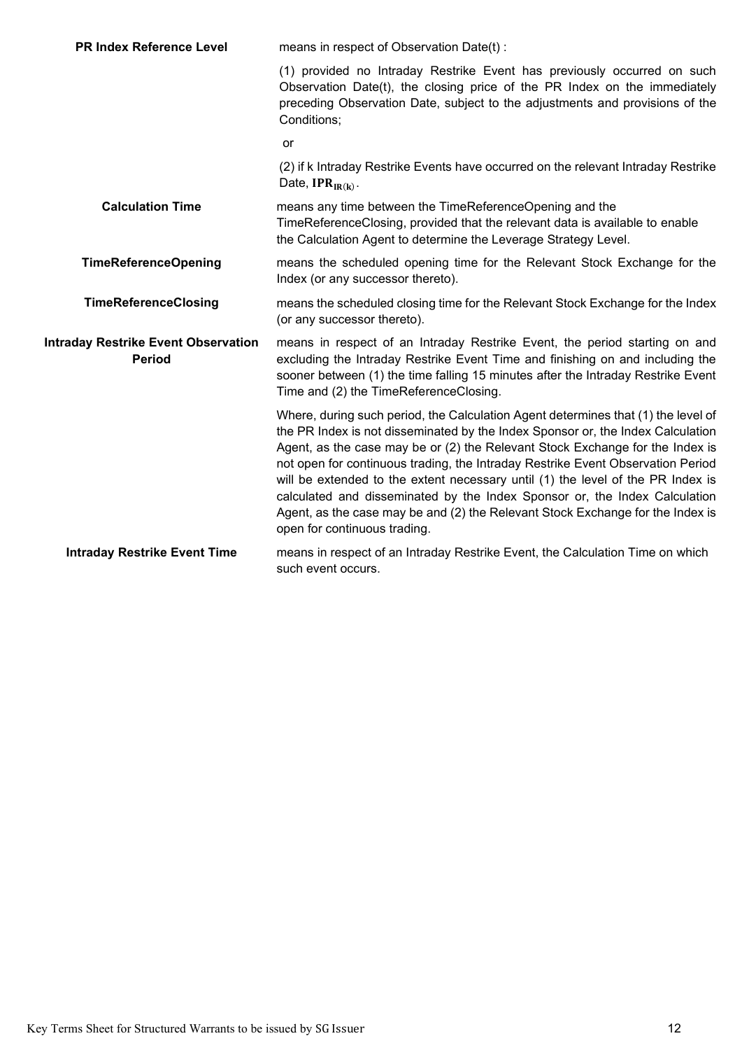| | |
|---|---|
| **PR Index Reference Level** | means in respect of Observation Date(t) :<br><br>(1) provided no Intraday Restrike Event has previously occurred on such Observation Date(t), the closing price of the PR Index on the immediately preceding Observation Date, subject to the adjustments and provisions of the Conditions;<br><br>or<br><br>(2) if k Intraday Restrike Events have occurred on the relevant Intraday Restrike Date, $\mathbf{IPR_{IR(k)}}$. |
| **Calculation Time** | means any time between the TimeReferenceOpening and the TimeReferenceClosing, provided that the relevant data is available to enable the Calculation Agent to determine the Leverage Strategy Level. |
| **TimeReferenceOpening** | means the scheduled opening time for the Relevant Stock Exchange for the Index (or any successor thereto). |
| **TimeReferenceClosing** | means the scheduled closing time for the Relevant Stock Exchange for the Index (or any successor thereto). |
| **Intraday Restrike Event Observation Period** | means in respect of an Intraday Restrike Event, the period starting on and excluding the Intraday Restrike Event Time and finishing on and including the sooner between (1) the time falling 15 minutes after the Intraday Restrike Event Time and (2) the TimeReferenceClosing.<br><br>Where, during such period, the Calculation Agent determines that (1) the level of the PR Index is not disseminated by the Index Sponsor or, the Index Calculation Agent, as the case may be or (2) the Relevant Stock Exchange for the Index is not open for continuous trading, the Intraday Restrike Event Observation Period will be extended to the extent necessary until (1) the level of the PR Index is calculated and disseminated by the Index Sponsor or, the Index Calculation Agent, as the case may be and (2) the Relevant Stock Exchange for the Index is open for continuous trading. |
| **Intraday Restrike Event Time** | means in respect of an Intraday Restrike Event, the Calculation Time on which such event occurs. |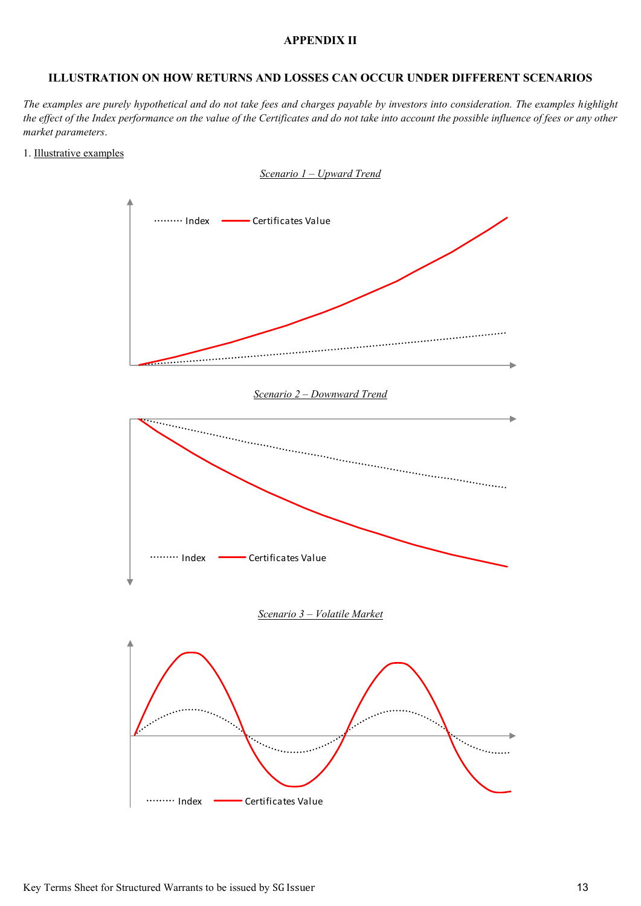**APPENDIX II**

**ILLUSTRATION ON HOW RETURNS AND LOSSES CAN OCCUR UNDER DIFFERENT SCENARIOS**

*The examples are purely hypothetical and do not take fees and charges payable by investors into consideration. The examples highlight the effect of the Index performance on the value of the Certificates and do not take into account the possible influence of fees or any other market parameters.*

1. Illustrative examples

*Scenario 1 – Upward Trend*

Index — Certificates Value

*Scenario 2 – Downward Trend*

Index — Certificates Value

*Scenario 3 – Volatile Market*

Index — Certificates Value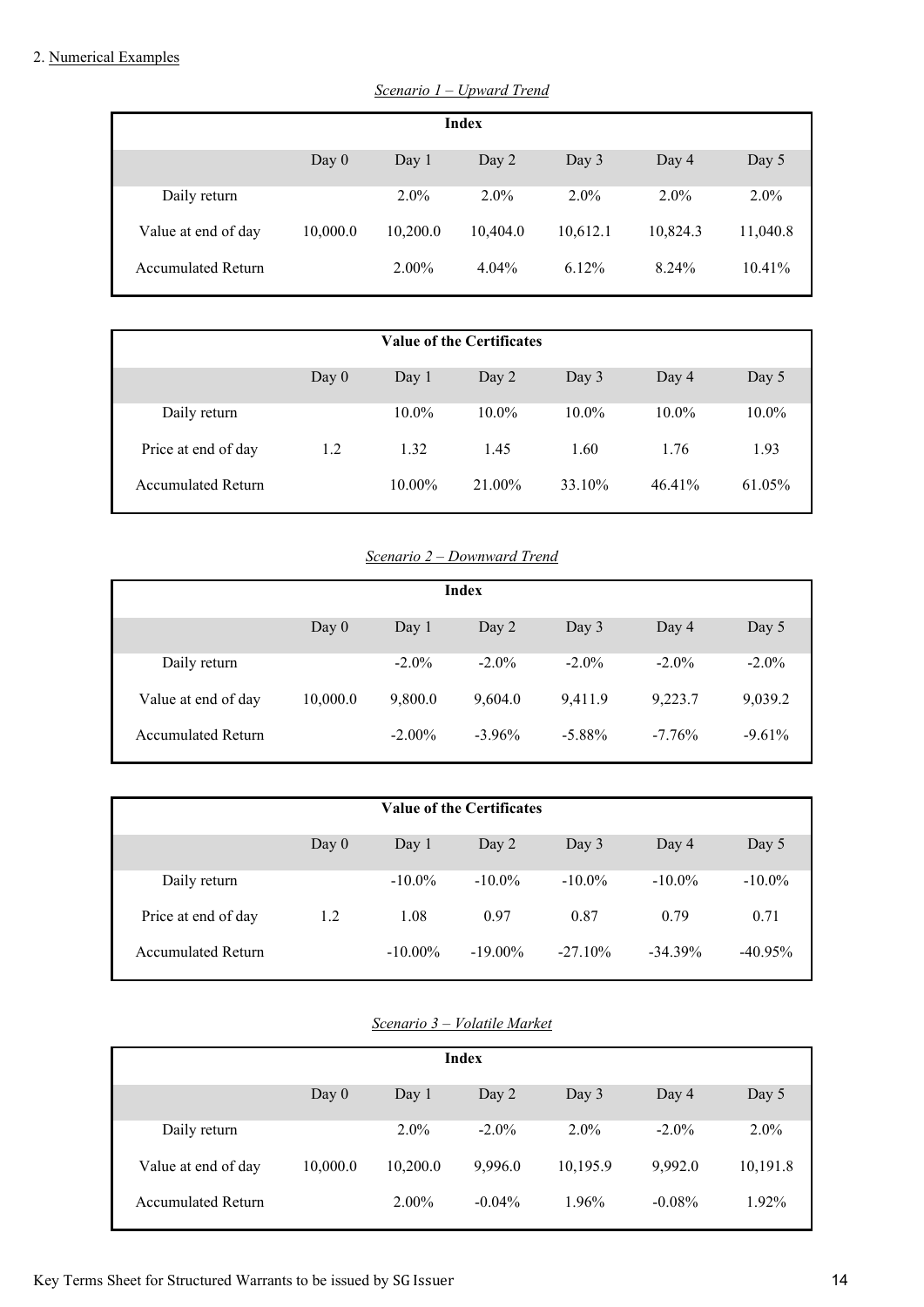2. Numerical Examples

*Scenario 1 – Upward Trend*

| Index | | | | | | |
|---|---|---|---|---|---|---|
| | Day 0 | Day 1 | Day 2 | Day 3 | Day 4 | Day 5 |
| Daily return | | 2.0% | 2.0% | 2.0% | 2.0% | 2.0% |
| Value at end of day | 10,000.0 | 10,200.0 | 10,404.0 | 10,612.1 | 10,824.3 | 11,040.8 |
| Accumulated Return | | 2.00% | 4.04% | 6.12% | 8.24% | 10.41% |

| Value of the Certificates | | | | | | |
|---|---|---|---|---|---|---|
| | Day 0 | Day 1 | Day 2 | Day 3 | Day 4 | Day 5 |
| Daily return | | 10.0% | 10.0% | 10.0% | 10.0% | 10.0% |
| Price at end of day | 1.2 | 1.32 | 1.45 | 1.60 | 1.76 | 1.93 |
| Accumulated Return | | 10.00% | 21.00% | 33.10% | 46.41% | 61.05% |

*Scenario 2 – Downward Trend*

| Index | | | | | | |
|---|---|---|---|---|---|---|
| | Day 0 | Day 1 | Day 2 | Day 3 | Day 4 | Day 5 |
| Daily return | | -2.0% | -2.0% | -2.0% | -2.0% | -2.0% |
| Value at end of day | 10,000.0 | 9,800.0 | 9,604.0 | 9,411.9 | 9,223.7 | 9,039.2 |
| Accumulated Return | | -2.00% | -3.96% | -5.88% | -7.76% | -9.61% |

| Value of the Certificates | | | | | | |
|---|---|---|---|---|---|---|
| | Day 0 | Day 1 | Day 2 | Day 3 | Day 4 | Day 5 |
| Daily return | | -10.0% | -10.0% | -10.0% | -10.0% | -10.0% |
| Price at end of day | 1.2 | 1.08 | 0.97 | 0.87 | 0.79 | 0.71 |
| Accumulated Return | | -10.00% | -19.00% | -27.10% | -34.39% | -40.95% |

*Scenario 3 – Volatile Market*

| Index | | | | | | |
|---|---|---|---|---|---|---|
| | Day 0 | Day 1 | Day 2 | Day 3 | Day 4 | Day 5 |
| Daily return | | 2.0% | -2.0% | 2.0% | -2.0% | 2.0% |
| Value at end of day | 10,000.0 | 10,200.0 | 9,996.0 | 10,195.9 | 9,992.0 | 10,191.8 |
| Accumulated Return | | 2.00% | -0.04% | 1.96% | -0.08% | 1.92% |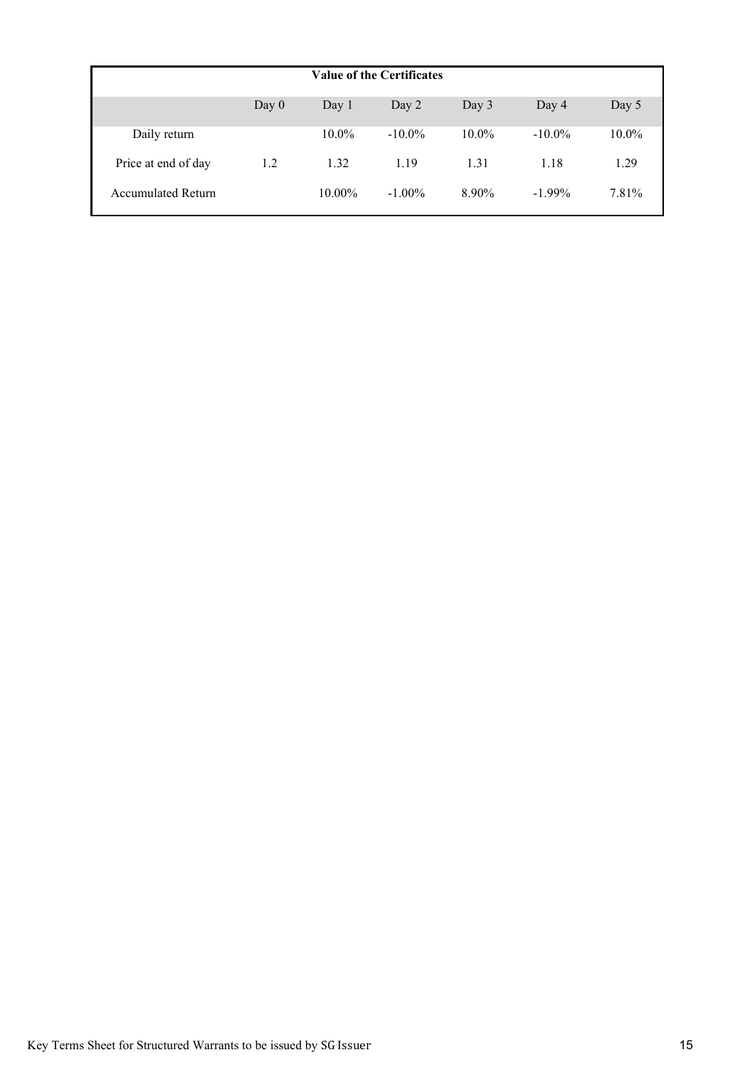| Value of the Certificates | | | | | | |
|---|---|---|---|---|---|---|
| | Day 0 | Day 1 | Day 2 | Day 3 | Day 4 | Day 5 |
| Daily return | | 10.0% | -10.0% | 10.0% | -10.0% | 10.0% |
| Price at end of day | 1.2 | 1.32 | 1.19 | 1.31 | 1.18 | 1.29 |
| Accumulated Return | | 10.00% | -1.00% | 8.90% | -1.99% | 7.81% |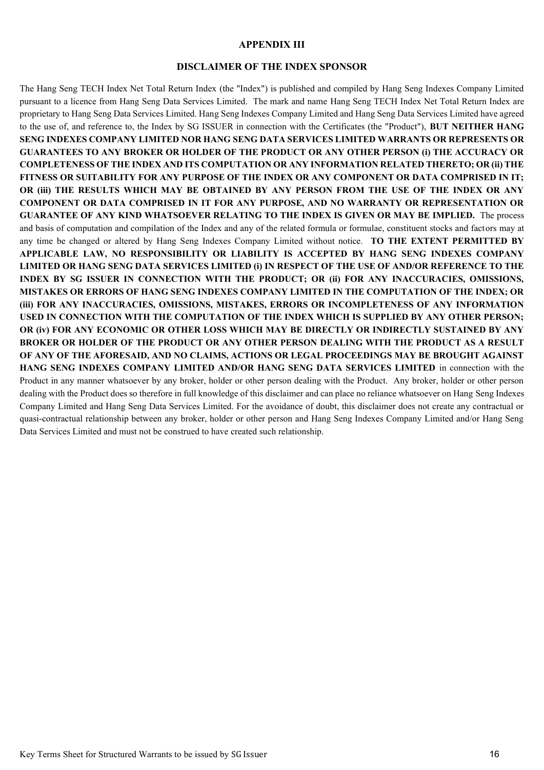# APPENDIX III

## DISCLAIMER OF THE INDEX SPONSOR

The Hang Seng TECH Index Net Total Return Index (the "Index") is published and compiled by Hang Seng Indexes Company Limited pursuant to a licence from Hang Seng Data Services Limited. The mark and name Hang Seng TECH Index Net Total Return Index are proprietary to Hang Seng Data Services Limited. Hang Seng Indexes Company Limited and Hang Seng Data Services Limited have agreed to the use of, and reference to, the Index by SG ISSUER in connection with the Certificates (the "Product"), **BUT NEITHER HANG SENG INDEXES COMPANY LIMITED NOR HANG SENG DATA SERVICES LIMITED WARRANTS OR REPRESENTS OR GUARANTEES TO ANY BROKER OR HOLDER OF THE PRODUCT OR ANY OTHER PERSON (i) THE ACCURACY OR COMPLETENESS OF THE INDEX AND ITS COMPUTATION OR ANY INFORMATION RELATED THERETO; OR (ii) THE FITNESS OR SUITABILITY FOR ANY PURPOSE OF THE INDEX OR ANY COMPONENT OR DATA COMPRISED IN IT; OR (iii) THE RESULTS WHICH MAY BE OBTAINED BY ANY PERSON FROM THE USE OF THE INDEX OR ANY COMPONENT OR DATA COMPRISED IN IT FOR ANY PURPOSE, AND NO WARRANTY OR REPRESENTATION OR GUARANTEE OF ANY KIND WHATSOEVER RELATING TO THE INDEX IS GIVEN OR MAY BE IMPLIED.** The process and basis of computation and compilation of the Index and any of the related formula or formulae, constituent stocks and factors may at any time be changed or altered by Hang Seng Indexes Company Limited without notice. **TO THE EXTENT PERMITTED BY APPLICABLE LAW, NO RESPONSIBILITY OR LIABILITY IS ACCEPTED BY HANG SENG INDEXES COMPANY LIMITED OR HANG SENG DATA SERVICES LIMITED (i) IN RESPECT OF THE USE OF AND/OR REFERENCE TO THE INDEX BY SG ISSUER IN CONNECTION WITH THE PRODUCT; OR (ii) FOR ANY INACCURACIES, OMISSIONS, MISTAKES OR ERRORS OF HANG SENG INDEXES COMPANY LIMITED IN THE COMPUTATION OF THE INDEX; OR (iii) FOR ANY INACCURACIES, OMISSIONS, MISTAKES, ERRORS OR INCOMPLETENESS OF ANY INFORMATION USED IN CONNECTION WITH THE COMPUTATION OF THE INDEX WHICH IS SUPPLIED BY ANY OTHER PERSON; OR (iv) FOR ANY ECONOMIC OR OTHER LOSS WHICH MAY BE DIRECTLY OR INDIRECTLY SUSTAINED BY ANY BROKER OR HOLDER OF THE PRODUCT OR ANY OTHER PERSON DEALING WITH THE PRODUCT AS A RESULT OF ANY OF THE AFORESAID, AND NO CLAIMS, ACTIONS OR LEGAL PROCEEDINGS MAY BE BROUGHT AGAINST HANG SENG INDEXES COMPANY LIMITED AND/OR HANG SENG DATA SERVICES LIMITED** in connection with the Product in any manner whatsoever by any broker, holder or other person dealing with the Product. Any broker, holder or other person dealing with the Product does so therefore in full knowledge of this disclaimer and can place no reliance whatsoever on Hang Seng Indexes Company Limited and Hang Seng Data Services Limited. For the avoidance of doubt, this disclaimer does not create any contractual or quasi-contractual relationship between any broker, holder or other person and Hang Seng Indexes Company Limited and/or Hang Seng Data Services Limited and must not be construed to have created such relationship.